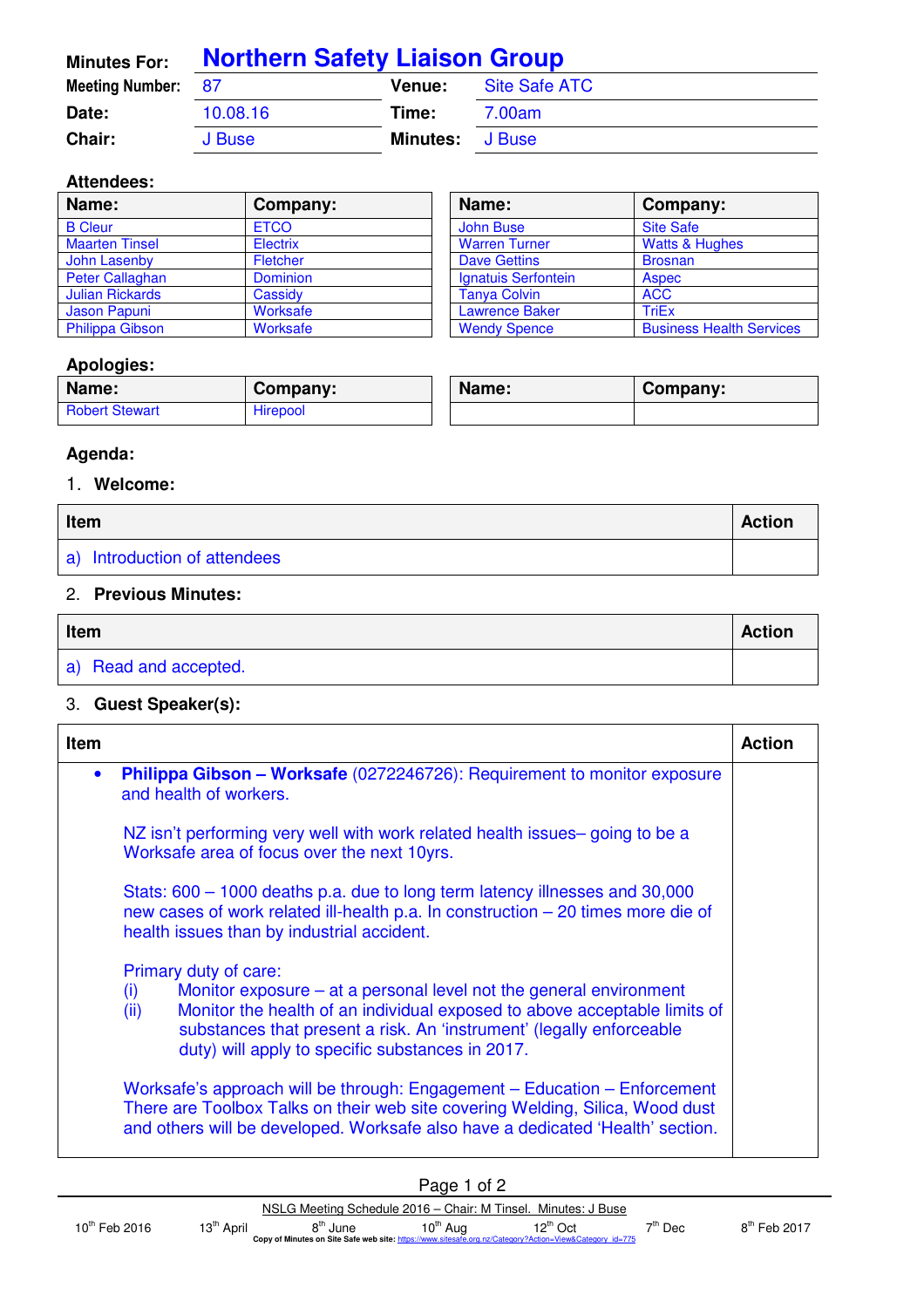| **Minutes For:** | **Northern Safety Liaison Group** | | |
|---|---|---|---|
| **Meeting Number:** | 87 | **Venue:** | Site Safe ATC |
| **Date:** | 10.08.16 | **Time:** | 7.00am |
| **Chair:** | J Buse | **Minutes:** | J Buse |

## Attendees:

| Name: | Company: | Name: | Company: |
|---|---|---|---|
| B Cleur | ETCO | John Buse | Site Safe |
| Maarten Tinsel | Electrix | Warren Turner | Watts & Hughes |
| John Lasenby | Fletcher | Dave Gettins | Brosnan |
| Peter Callaghan | Dominion | Ignatuis Serfontein | Aspec |
| Julian Rickards | Cassidy | Tanya Colvin | ACC |
| Jason Papuni | Worksafe | Lawrence Baker | TriEx |
| Philippa Gibson | Worksafe | Wendy Spence | Business Health Services |

## Apologies:

| Name: | Company: | Name: | Company: |
|---|---|---|---|
| Robert Stewart | Hirepool | | |

## Agenda:

1. **Welcome:**

| Item | Action |
|---|---|
| a) Introduction of attendees | |

2. **Previous Minutes:**

| Item | Action |
|---|---|
| a) Read and accepted. | |

3. **Guest Speaker(s):**

| Item | Action |
|---|---|
| • **Philippa Gibson – Worksafe** (0272246726): Requirement to monitor exposure and health of workers.<br><br>NZ isn't performing very well with work related health issues– going to be a Worksafe area of focus over the next 10yrs.<br><br>Stats: 600 – 1000 deaths p.a. due to long term latency illnesses and 30,000 new cases of work related ill-health p.a. In construction – 20 times more die of health issues than by industrial accident.<br><br>Primary duty of care:<br>(i) Monitor exposure – at a personal level not the general environment<br>(ii) Monitor the health of an individual exposed to above acceptable limits of substances that present a risk. An 'instrument' (legally enforceable duty) will apply to specific substances in 2017.<br><br>Worksafe's approach will be through: Engagement – Education – Enforcement There are Toolbox Talks on their web site covering Welding, Silica, Wood dust and others will be developed. Worksafe also have a dedicated 'Health' section. | |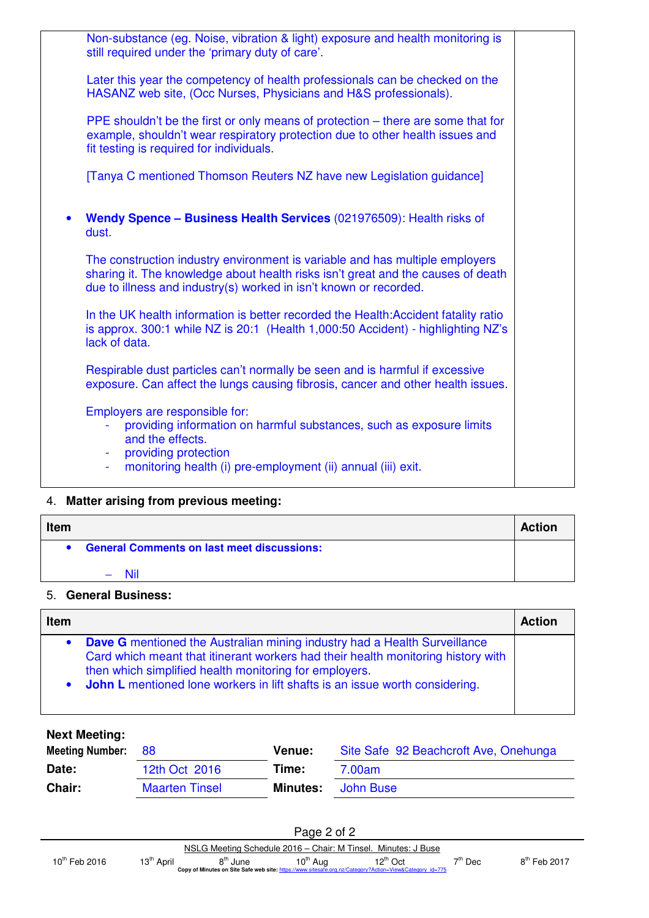| | |
|---|---|
| Non-substance (eg. Noise, vibration & light) exposure and health monitoring is still required under the 'primary duty of care'.<br><br>Later this year the competency of health professionals can be checked on the HASANZ web site, (Occ Nurses, Physicians and H&S professionals).<br><br>PPE shouldn't be the first or only means of protection – there are some that for example, shouldn't wear respiratory protection due to other health issues and fit testing is required for individuals.<br><br>[Tanya C mentioned Thomson Reuters NZ have new Legislation guidance]<br><br>• **Wendy Spence – Business Health Services** (021976509): Health risks of dust.<br><br>The construction industry environment is variable and has multiple employers sharing it. The knowledge about health risks isn't great and the causes of death due to illness and industry(s) worked in isn't known or recorded.<br><br>In the UK health information is better recorded the Health:Accident fatality ratio is approx. 300:1 while NZ is 20:1 (Health 1,000:50 Accident) - highlighting NZ's lack of data.<br><br>Respirable dust particles can't normally be seen and is harmful if excessive exposure. Can affect the lungs causing fibrosis, cancer and other health issues.<br><br>Employers are responsible for:<br>- providing information on harmful substances, such as exposure limits and the effects.<br>- providing protection<br>- monitoring health (i) pre-employment (ii) annual (iii) exit. | |

4. **Matter arising from previous meeting:**

| Item | Action |
|---|---|
| • **General Comments on last meet discussions:**<br>– Nil | |

5. **General Business:**

| Item | Action |
|---|---|
| • **Dave G** mentioned the Australian mining industry had a Health Surveillance Card which meant that itinerant workers had their health monitoring history with then which simplified health monitoring for employers.<br>• **John L** mentioned lone workers in lift shafts is an issue worth considering. | |

**Next Meeting:**

| | | | |
|---|---|---|---|
| **Meeting Number:** | 88 | **Venue:** | Site Safe 92 Beachcroft Ave, Onehunga |
| **Date:** | 12th Oct 2016 | **Time:** | 7.00am |
| **Chair:** | Maarten Tinsel | **Minutes:** | John Buse |

NSLG Meeting Schedule 2016 – Chair: M Tinsel. Minutes: J Buse

10th Feb 2016 | 13th April | 8th June | 10th Aug | 12th Oct | 7th Dec | 8th Feb 2017

Copy of Minutes on Site Safe web site: https://www.sitesafe.org.nz/Category?Action=View&Category_id=775